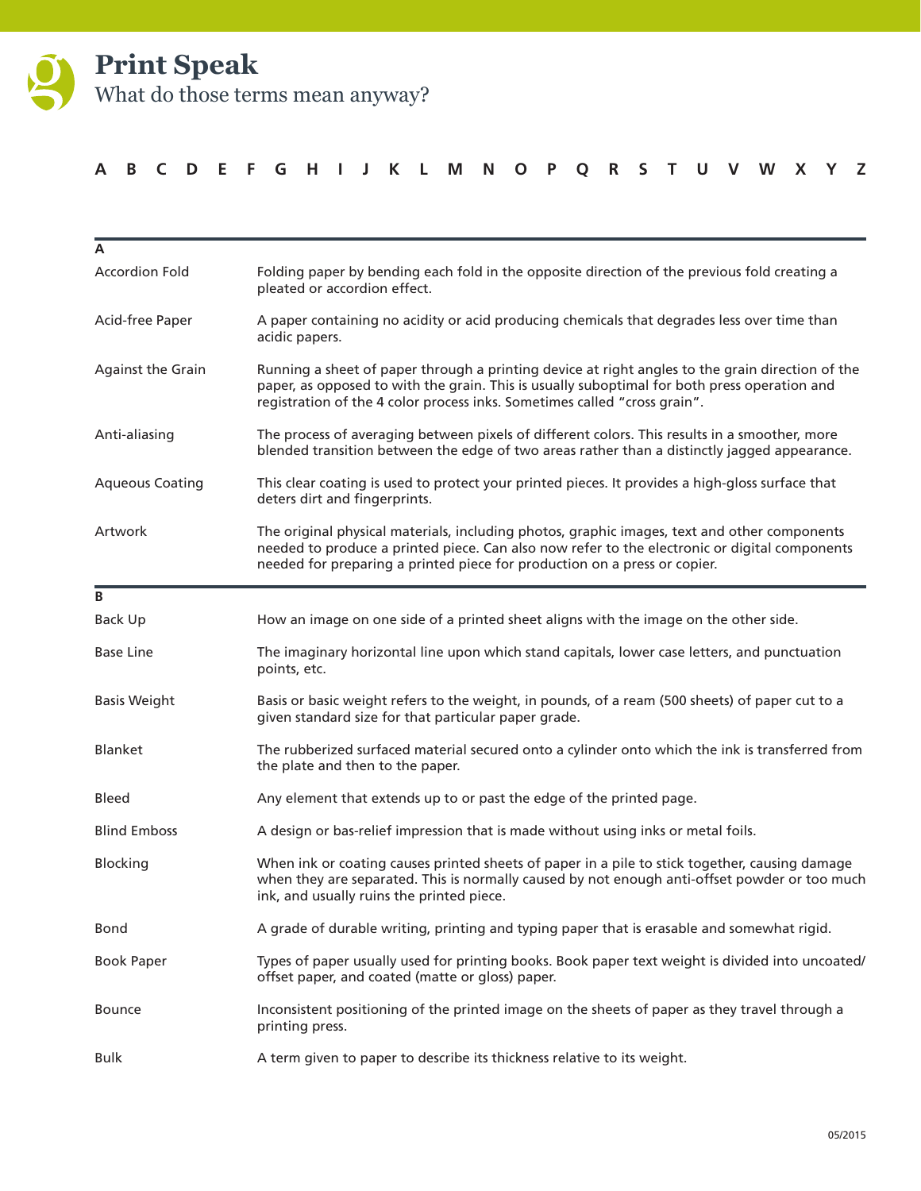# Print Speak

What do those terms mean anyway?

A B C D E F G H I J K L M N O P Q R S T U V W X Y Z

## A

| | |
|---|---|
| Accordion Fold | Folding paper by bending each fold in the opposite direction of the previous fold creating a pleated or accordion effect. |
| Acid-free Paper | A paper containing no acidity or acid producing chemicals that degrades less over time than acidic papers. |
| Against the Grain | Running a sheet of paper through a printing device at right angles to the grain direction of the paper, as opposed to with the grain. This is usually suboptimal for both press operation and registration of the 4 color process inks. Sometimes called "cross grain". |
| Anti-aliasing | The process of averaging between pixels of different colors. This results in a smoother, more blended transition between the edge of two areas rather than a distinctly jagged appearance. |
| Aqueous Coating | This clear coating is used to protect your printed pieces. It provides a high-gloss surface that deters dirt and fingerprints. |
| Artwork | The original physical materials, including photos, graphic images, text and other components needed to produce a printed piece. Can also now refer to the electronic or digital components needed for preparing a printed piece for production on a press or copier. |

## B

| | |
|---|---|
| Back Up | How an image on one side of a printed sheet aligns with the image on the other side. |
| Base Line | The imaginary horizontal line upon which stand capitals, lower case letters, and punctuation points, etc. |
| Basis Weight | Basis or basic weight refers to the weight, in pounds, of a ream (500 sheets) of paper cut to a given standard size for that particular paper grade. |
| Blanket | The rubberized surfaced material secured onto a cylinder onto which the ink is transferred from the plate and then to the paper. |
| Bleed | Any element that extends up to or past the edge of the printed page. |
| Blind Emboss | A design or bas-relief impression that is made without using inks or metal foils. |
| Blocking | When ink or coating causes printed sheets of paper in a pile to stick together, causing damage when they are separated. This is normally caused by not enough anti-offset powder or too much ink, and usually ruins the printed piece. |
| Bond | A grade of durable writing, printing and typing paper that is erasable and somewhat rigid. |
| Book Paper | Types of paper usually used for printing books. Book paper text weight is divided into uncoated/offset paper, and coated (matte or gloss) paper. |
| Bounce | Inconsistent positioning of the printed image on the sheets of paper as they travel through a printing press. |
| Bulk | A term given to paper to describe its thickness relative to its weight. |

05/2015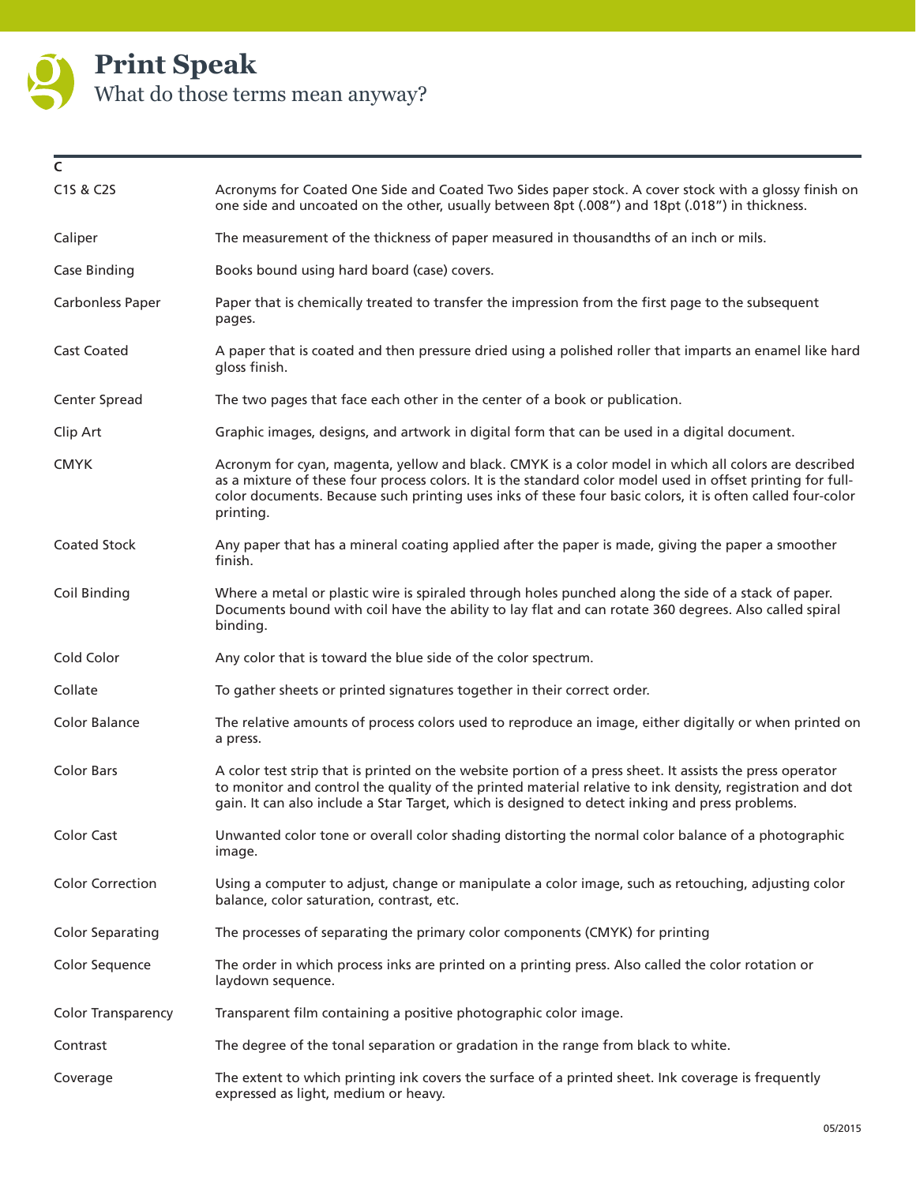# Print Speak

What do those terms mean anyway?

## C

| Term | Definition |
|---|---|
| C1S & C2S | Acronyms for Coated One Side and Coated Two Sides paper stock. A cover stock with a glossy finish on one side and uncoated on the other, usually between 8pt (.008") and 18pt (.018") in thickness. |
| Caliper | The measurement of the thickness of paper measured in thousandths of an inch or mils. |
| Case Binding | Books bound using hard board (case) covers. |
| Carbonless Paper | Paper that is chemically treated to transfer the impression from the first page to the subsequent pages. |
| Cast Coated | A paper that is coated and then pressure dried using a polished roller that imparts an enamel like hard gloss finish. |
| Center Spread | The two pages that face each other in the center of a book or publication. |
| Clip Art | Graphic images, designs, and artwork in digital form that can be used in a digital document. |
| CMYK | Acronym for cyan, magenta, yellow and black. CMYK is a color model in which all colors are described as a mixture of these four process colors. It is the standard color model used in offset printing for full-color documents. Because such printing uses inks of these four basic colors, it is often called four-color printing. |
| Coated Stock | Any paper that has a mineral coating applied after the paper is made, giving the paper a smoother finish. |
| Coil Binding | Where a metal or plastic wire is spiraled through holes punched along the side of a stack of paper. Documents bound with coil have the ability to lay flat and can rotate 360 degrees. Also called spiral binding. |
| Cold Color | Any color that is toward the blue side of the color spectrum. |
| Collate | To gather sheets or printed signatures together in their correct order. |
| Color Balance | The relative amounts of process colors used to reproduce an image, either digitally or when printed on a press. |
| Color Bars | A color test strip that is printed on the website portion of a press sheet. It assists the press operator to monitor and control the quality of the printed material relative to ink density, registration and dot gain. It can also include a Star Target, which is designed to detect inking and press problems. |
| Color Cast | Unwanted color tone or overall color shading distorting the normal color balance of a photographic image. |
| Color Correction | Using a computer to adjust, change or manipulate a color image, such as retouching, adjusting color balance, color saturation, contrast, etc. |
| Color Separating | The processes of separating the primary color components (CMYK) for printing |
| Color Sequence | The order in which process inks are printed on a printing press. Also called the color rotation or laydown sequence. |
| Color Transparency | Transparent film containing a positive photographic color image. |
| Contrast | The degree of the tonal separation or gradation in the range from black to white. |
| Coverage | The extent to which printing ink covers the surface of a printed sheet. Ink coverage is frequently expressed as light, medium or heavy. |

05/2015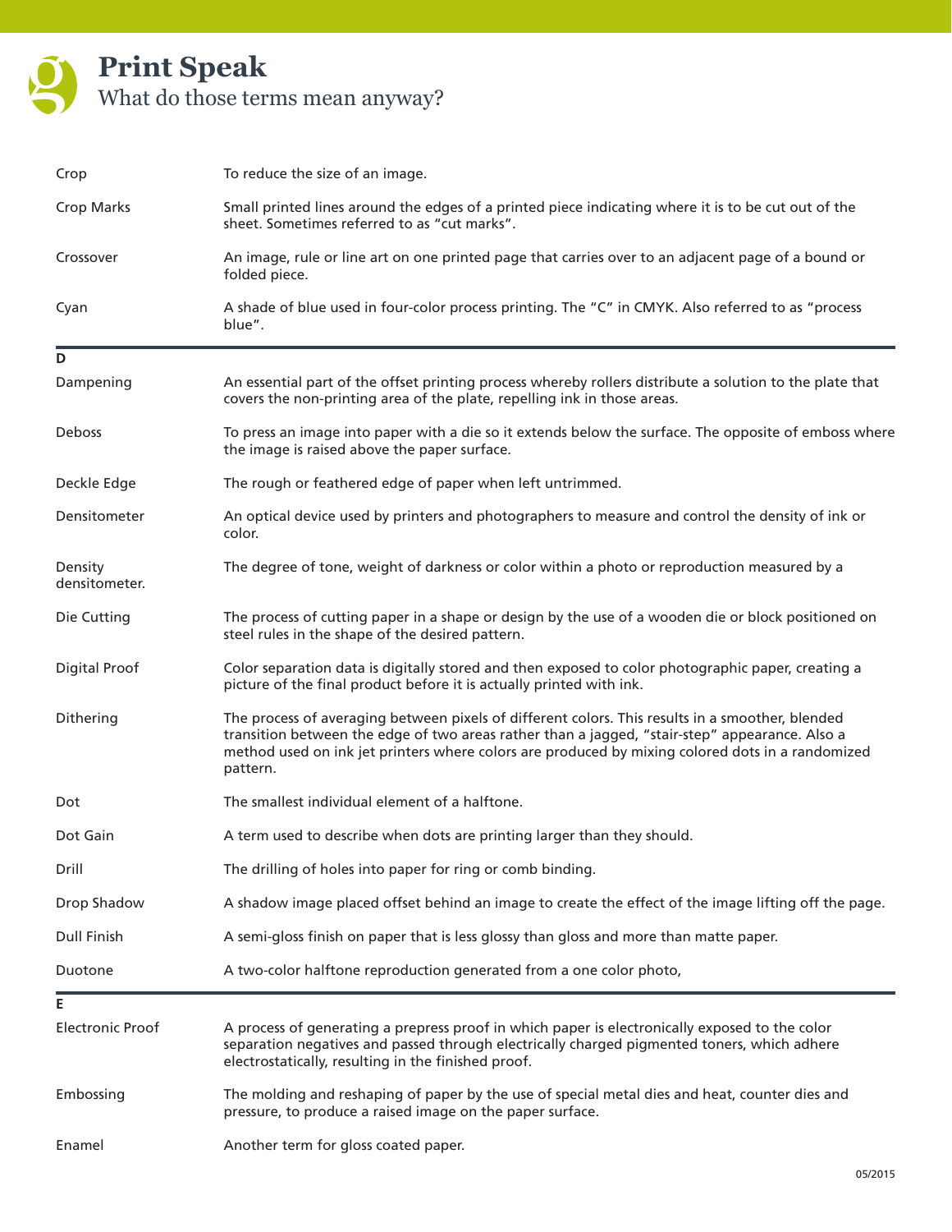# Print Speak

What do those terms mean anyway?

| Term | Definition |
| --- | --- |
| Crop | To reduce the size of an image. |
| Crop Marks | Small printed lines around the edges of a printed piece indicating where it is to be cut out of the sheet. Sometimes referred to as "cut marks". |
| Crossover | An image, rule or line art on one printed page that carries over to an adjacent page of a bound or folded piece. |
| Cyan | A shade of blue used in four-color process printing. The "C" in CMYK. Also referred to as "process blue". |

## D

| Term | Definition |
| --- | --- |
| Dampening | An essential part of the offset printing process whereby rollers distribute a solution to the plate that covers the non-printing area of the plate, repelling ink in those areas. |
| Deboss | To press an image into paper with a die so it extends below the surface. The opposite of emboss where the image is raised above the paper surface. |
| Deckle Edge | The rough or feathered edge of paper when left untrimmed. |
| Densitometer | An optical device used by printers and photographers to measure and control the density of ink or color. |
| Density densitometer. | The degree of tone, weight of darkness or color within a photo or reproduction measured by a |
| Die Cutting | The process of cutting paper in a shape or design by the use of a wooden die or block positioned on steel rules in the shape of the desired pattern. |
| Digital Proof | Color separation data is digitally stored and then exposed to color photographic paper, creating a picture of the final product before it is actually printed with ink. |
| Dithering | The process of averaging between pixels of different colors. This results in a smoother, blended transition between the edge of two areas rather than a jagged, "stair-step" appearance. Also a method used on ink jet printers where colors are produced by mixing colored dots in a randomized pattern. |
| Dot | The smallest individual element of a halftone. |
| Dot Gain | A term used to describe when dots are printing larger than they should. |
| Drill | The drilling of holes into paper for ring or comb binding. |
| Drop Shadow | A shadow image placed offset behind an image to create the effect of the image lifting off the page. |
| Dull Finish | A semi-gloss finish on paper that is less glossy than gloss and more than matte paper. |
| Duotone | A two-color halftone reproduction generated from a one color photo, |

## E

| Term | Definition |
| --- | --- |
| Electronic Proof | A process of generating a prepress proof in which paper is electronically exposed to the color separation negatives and passed through electrically charged pigmented toners, which adhere electrostatically, resulting in the finished proof. |
| Embossing | The molding and reshaping of paper by the use of special metal dies and heat, counter dies and pressure, to produce a raised image on the paper surface. |
| Enamel | Another term for gloss coated paper. |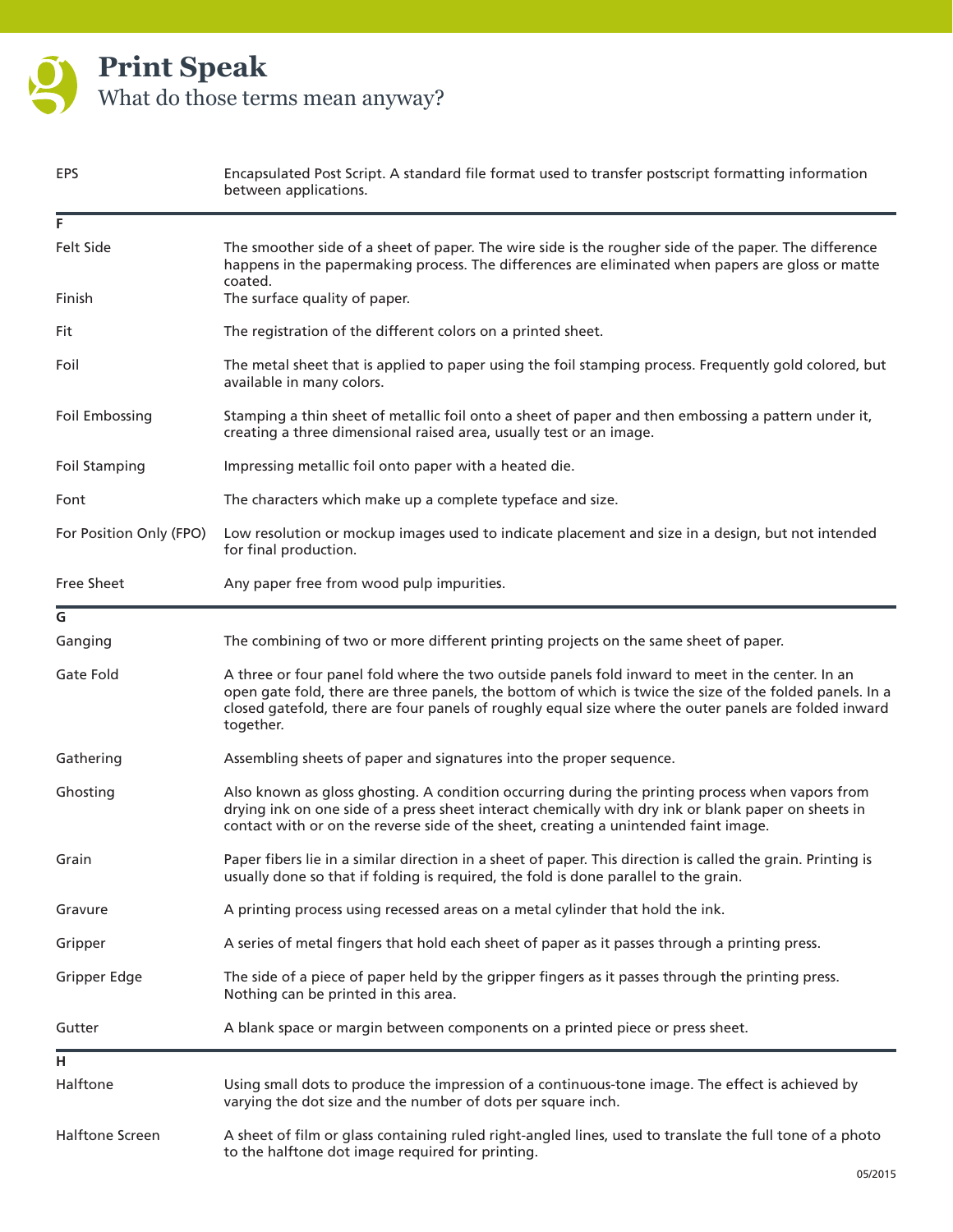# Print Speak

What do those terms mean anyway?

| | |
|---|---|
| EPS | Encapsulated Post Script. A standard file format used to transfer postscript formatting information between applications. |

## F

| | |
|---|---|
| Felt Side | The smoother side of a sheet of paper. The wire side is the rougher side of the paper. The difference happens in the papermaking process. The differences are eliminated when papers are gloss or matte coated. |
| Finish | The surface quality of paper. |
| Fit | The registration of the different colors on a printed sheet. |
| Foil | The metal sheet that is applied to paper using the foil stamping process. Frequently gold colored, but available in many colors. |
| Foil Embossing | Stamping a thin sheet of metallic foil onto a sheet of paper and then embossing a pattern under it, creating a three dimensional raised area, usually test or an image. |
| Foil Stamping | Impressing metallic foil onto paper with a heated die. |
| Font | The characters which make up a complete typeface and size. |
| For Position Only (FPO) | Low resolution or mockup images used to indicate placement and size in a design, but not intended for final production. |
| Free Sheet | Any paper free from wood pulp impurities. |

## G

| | |
|---|---|
| Ganging | The combining of two or more different printing projects on the same sheet of paper. |
| Gate Fold | A three or four panel fold where the two outside panels fold inward to meet in the center. In an open gate fold, there are three panels, the bottom of which is twice the size of the folded panels. In a closed gatefold, there are four panels of roughly equal size where the outer panels are folded inward together. |
| Gathering | Assembling sheets of paper and signatures into the proper sequence. |
| Ghosting | Also known as gloss ghosting. A condition occurring during the printing process when vapors from drying ink on one side of a press sheet interact chemically with dry ink or blank paper on sheets in contact with or on the reverse side of the sheet, creating a unintended faint image. |
| Grain | Paper fibers lie in a similar direction in a sheet of paper. This direction is called the grain. Printing is usually done so that if folding is required, the fold is done parallel to the grain. |
| Gravure | A printing process using recessed areas on a metal cylinder that hold the ink. |
| Gripper | A series of metal fingers that hold each sheet of paper as it passes through a printing press. |
| Gripper Edge | The side of a piece of paper held by the gripper fingers as it passes through the printing press. Nothing can be printed in this area. |
| Gutter | A blank space or margin between components on a printed piece or press sheet. |

## H

| | |
|---|---|
| Halftone | Using small dots to produce the impression of a continuous-tone image. The effect is achieved by varying the dot size and the number of dots per square inch. |
| Halftone Screen | A sheet of film or glass containing ruled right-angled lines, used to translate the full tone of a photo to the halftone dot image required for printing. |

05/2015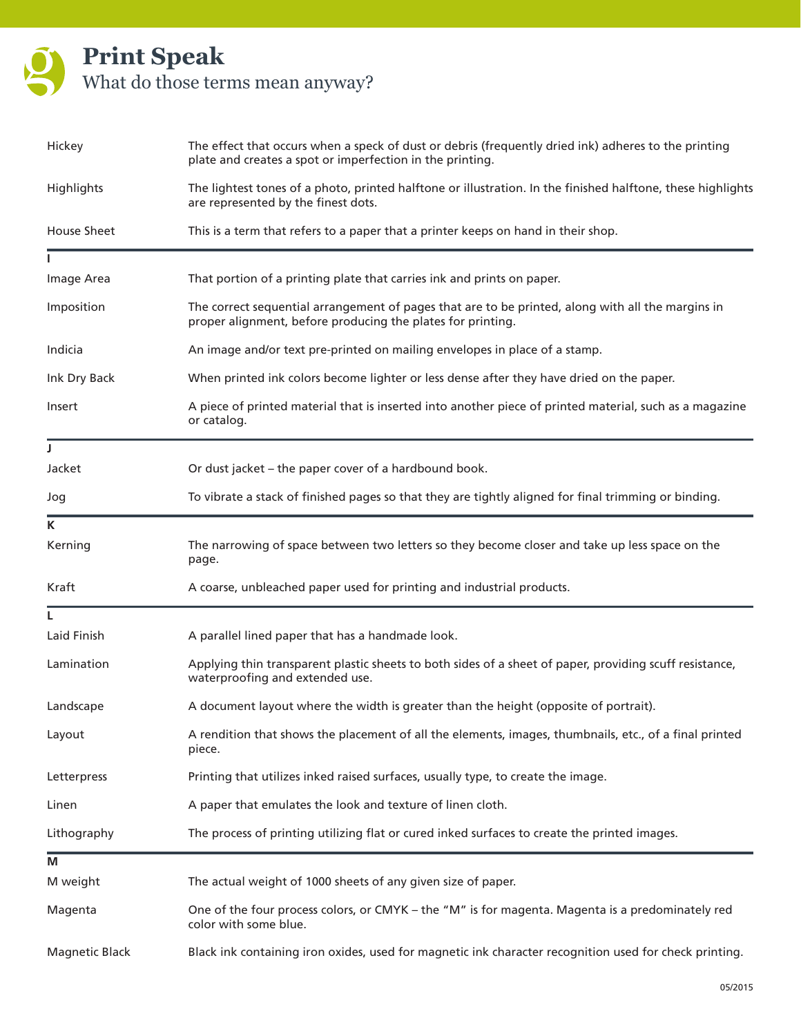# Print Speak

What do those terms mean anyway?

| | |
|---|---|
| Hickey | The effect that occurs when a speck of dust or debris (frequently dried ink) adheres to the printing plate and creates a spot or imperfection in the printing. |
| Highlights | The lightest tones of a photo, printed halftone or illustration. In the finished halftone, these highlights are represented by the finest dots. |
| House Sheet | This is a term that refers to a paper that a printer keeps on hand in their shop. |

**I**

| | |
|---|---|
| Image Area | That portion of a printing plate that carries ink and prints on paper. |
| Imposition | The correct sequential arrangement of pages that are to be printed, along with all the margins in proper alignment, before producing the plates for printing. |
| Indicia | An image and/or text pre-printed on mailing envelopes in place of a stamp. |
| Ink Dry Back | When printed ink colors become lighter or less dense after they have dried on the paper. |
| Insert | A piece of printed material that is inserted into another piece of printed material, such as a magazine or catalog. |

**J**

| | |
|---|---|
| Jacket | Or dust jacket – the paper cover of a hardbound book. |
| Jog | To vibrate a stack of finished pages so that they are tightly aligned for final trimming or binding. |

**K**

| | |
|---|---|
| Kerning | The narrowing of space between two letters so they become closer and take up less space on the page. |
| Kraft | A coarse, unbleached paper used for printing and industrial products. |

**L**

| | |
|---|---|
| Laid Finish | A parallel lined paper that has a handmade look. |
| Lamination | Applying thin transparent plastic sheets to both sides of a sheet of paper, providing scuff resistance, waterproofing and extended use. |
| Landscape | A document layout where the width is greater than the height (opposite of portrait). |
| Layout | A rendition that shows the placement of all the elements, images, thumbnails, etc., of a final printed piece. |
| Letterpress | Printing that utilizes inked raised surfaces, usually type, to create the image. |
| Linen | A paper that emulates the look and texture of linen cloth. |
| Lithography | The process of printing utilizing flat or cured inked surfaces to create the printed images. |

**M**

| | |
|---|---|
| M weight | The actual weight of 1000 sheets of any given size of paper. |
| Magenta | One of the four process colors, or CMYK – the "M" is for magenta. Magenta is a predominately red color with some blue. |
| Magnetic Black | Black ink containing iron oxides, used for magnetic ink character recognition used for check printing. |

05/2015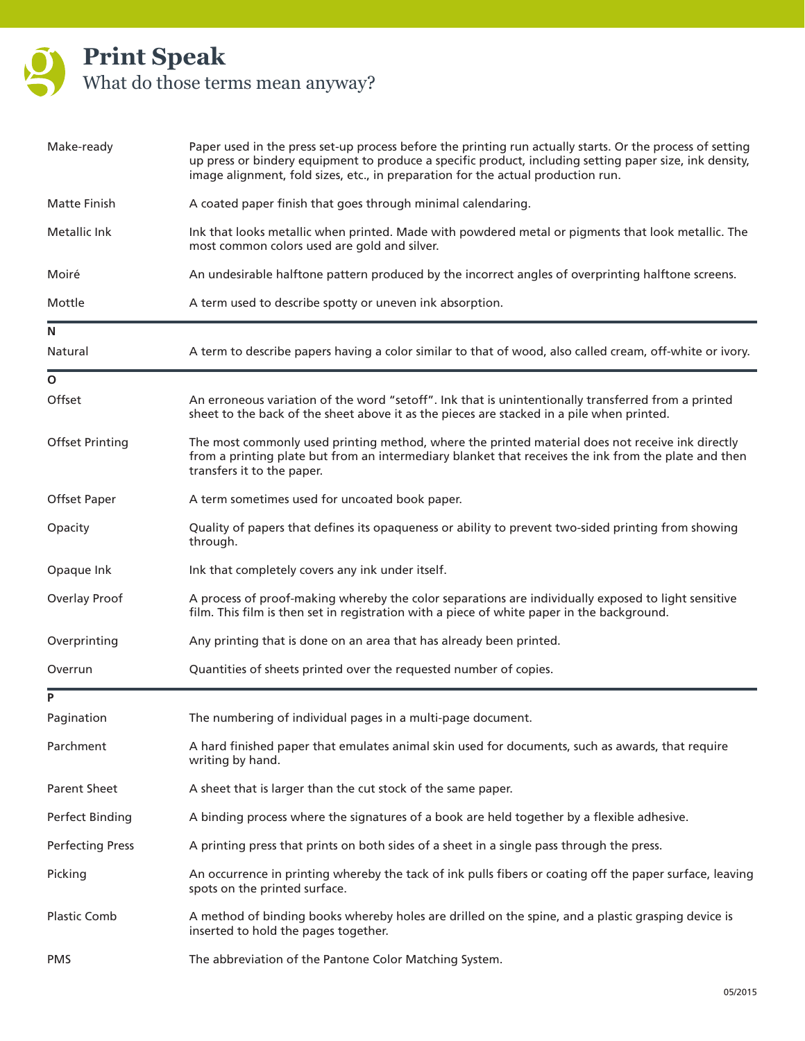# Print Speak

What do those terms mean anyway?

| | |
|---|---|
| Make-ready | Paper used in the press set-up process before the printing run actually starts. Or the process of setting up press or bindery equipment to produce a specific product, including setting paper size, ink density, image alignment, fold sizes, etc., in preparation for the actual production run. |
| Matte Finish | A coated paper finish that goes through minimal calendaring. |
| Metallic Ink | Ink that looks metallic when printed. Made with powdered metal or pigments that look metallic. The most common colors used are gold and silver. |
| Moiré | An undesirable halftone pattern produced by the incorrect angles of overprinting halftone screens. |
| Mottle | A term used to describe spotty or uneven ink absorption. |

## N

| | |
|---|---|
| Natural | A term to describe papers having a color similar to that of wood, also called cream, off-white or ivory. |

## O

| | |
|---|---|
| Offset | An erroneous variation of the word "setoff". Ink that is unintentionally transferred from a printed sheet to the back of the sheet above it as the pieces are stacked in a pile when printed. |
| Offset Printing | The most commonly used printing method, where the printed material does not receive ink directly from a printing plate but from an intermediary blanket that receives the ink from the plate and then transfers it to the paper. |
| Offset Paper | A term sometimes used for uncoated book paper. |
| Opacity | Quality of papers that defines its opaqueness or ability to prevent two-sided printing from showing through. |
| Opaque Ink | Ink that completely covers any ink under itself. |
| Overlay Proof | A process of proof-making whereby the color separations are individually exposed to light sensitive film. This film is then set in registration with a piece of white paper in the background. |
| Overprinting | Any printing that is done on an area that has already been printed. |
| Overrun | Quantities of sheets printed over the requested number of copies. |

## P

| | |
|---|---|
| Pagination | The numbering of individual pages in a multi-page document. |
| Parchment | A hard finished paper that emulates animal skin used for documents, such as awards, that require writing by hand. |
| Parent Sheet | A sheet that is larger than the cut stock of the same paper. |
| Perfect Binding | A binding process where the signatures of a book are held together by a flexible adhesive. |
| Perfecting Press | A printing press that prints on both sides of a sheet in a single pass through the press. |
| Picking | An occurrence in printing whereby the tack of ink pulls fibers or coating off the paper surface, leaving spots on the printed surface. |
| Plastic Comb | A method of binding books whereby holes are drilled on the spine, and a plastic grasping device is inserted to hold the pages together. |
| PMS | The abbreviation of the Pantone Color Matching System. |

05/2015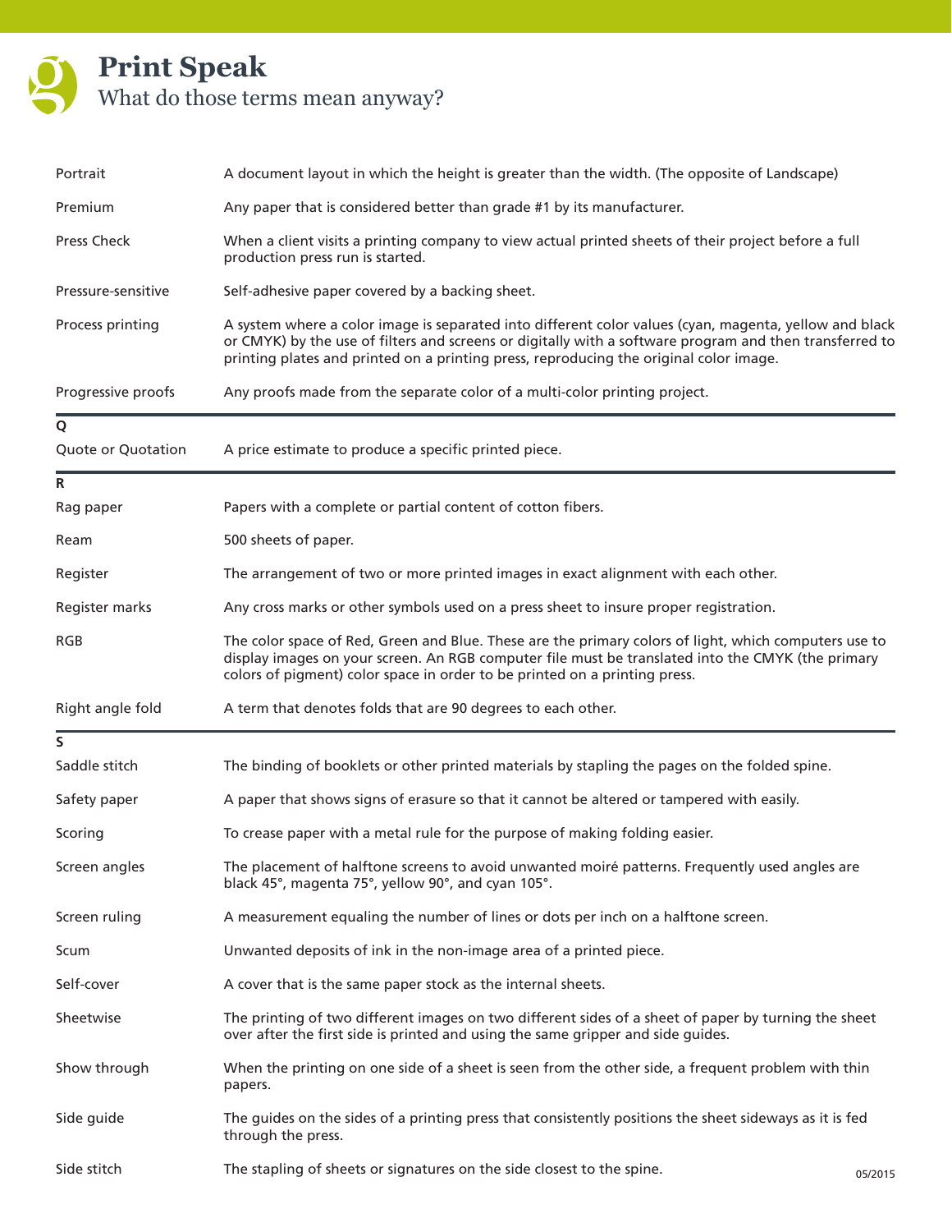# Print Speak

What do those terms mean anyway?

| | |
|---|---|
| Portrait | A document layout in which the height is greater than the width. (The opposite of Landscape) |
| Premium | Any paper that is considered better than grade #1 by its manufacturer. |
| Press Check | When a client visits a printing company to view actual printed sheets of their project before a full production press run is started. |
| Pressure-sensitive | Self-adhesive paper covered by a backing sheet. |
| Process printing | A system where a color image is separated into different color values (cyan, magenta, yellow and black or CMYK) by the use of filters and screens or digitally with a software program and then transferred to printing plates and printed on a printing press, reproducing the original color image. |
| Progressive proofs | Any proofs made from the separate color of a multi-color printing project. |

## Q

| | |
|---|---|
| Quote or Quotation | A price estimate to produce a specific printed piece. |

## R

| | |
|---|---|
| Rag paper | Papers with a complete or partial content of cotton fibers. |
| Ream | 500 sheets of paper. |
| Register | The arrangement of two or more printed images in exact alignment with each other. |
| Register marks | Any cross marks or other symbols used on a press sheet to insure proper registration. |
| RGB | The color space of Red, Green and Blue. These are the primary colors of light, which computers use to display images on your screen. An RGB computer file must be translated into the CMYK (the primary colors of pigment) color space in order to be printed on a printing press. |
| Right angle fold | A term that denotes folds that are 90 degrees to each other. |

## S

| | |
|---|---|
| Saddle stitch | The binding of booklets or other printed materials by stapling the pages on the folded spine. |
| Safety paper | A paper that shows signs of erasure so that it cannot be altered or tampered with easily. |
| Scoring | To crease paper with a metal rule for the purpose of making folding easier. |
| Screen angles | The placement of halftone screens to avoid unwanted moiré patterns. Frequently used angles are black 45°, magenta 75°, yellow 90°, and cyan 105°. |
| Screen ruling | A measurement equaling the number of lines or dots per inch on a halftone screen. |
| Scum | Unwanted deposits of ink in the non-image area of a printed piece. |
| Self-cover | A cover that is the same paper stock as the internal sheets. |
| Sheetwise | The printing of two different images on two different sides of a sheet of paper by turning the sheet over after the first side is printed and using the same gripper and side guides. |
| Show through | When the printing on one side of a sheet is seen from the other side, a frequent problem with thin papers. |
| Side guide | The guides on the sides of a printing press that consistently positions the sheet sideways as it is fed through the press. |
| Side stitch | The stapling of sheets or signatures on the side closest to the spine. |

05/2015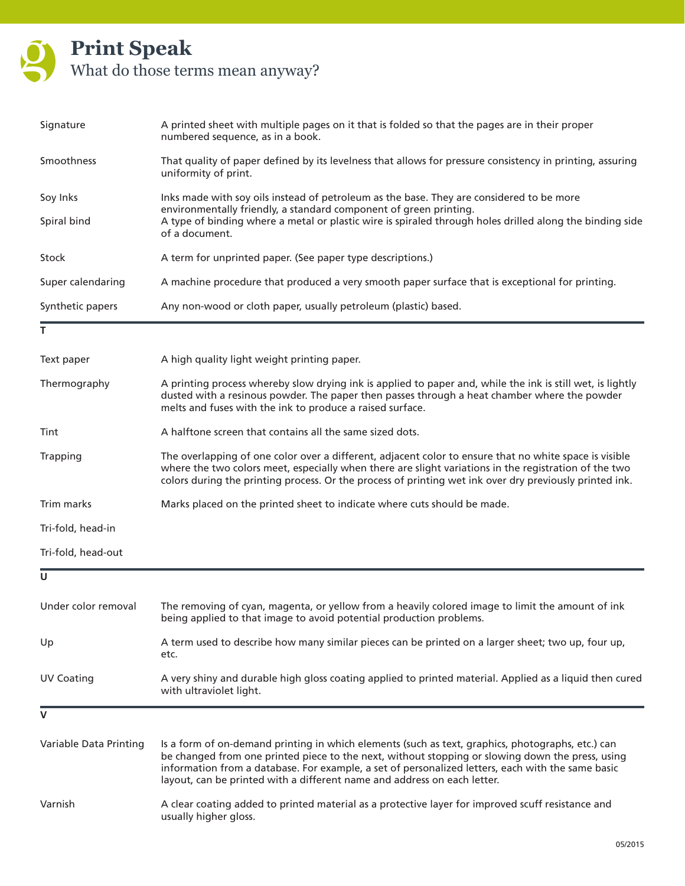# Print Speak

What do those terms mean anyway?

| | |
|---|---|
| Signature | A printed sheet with multiple pages on it that is folded so that the pages are in their proper numbered sequence, as in a book. |
| Smoothness | That quality of paper defined by its levelness that allows for pressure consistency in printing, assuring uniformity of print. |
| Soy Inks | Inks made with soy oils instead of petroleum as the base. They are considered to be more environmentally friendly, a standard component of green printing. |
| Spiral bind | A type of binding where a metal or plastic wire is spiraled through holes drilled along the binding side of a document. |
| Stock | A term for unprinted paper. (See paper type descriptions.) |
| Super calendaring | A machine procedure that produced a very smooth paper surface that is exceptional for printing. |
| Synthetic papers | Any non-wood or cloth paper, usually petroleum (plastic) based. |

## T

| | |
|---|---|
| Text paper | A high quality light weight printing paper. |
| Thermography | A printing process whereby slow drying ink is applied to paper and, while the ink is still wet, is lightly dusted with a resinous powder. The paper then passes through a heat chamber where the powder melts and fuses with the ink to produce a raised surface. |
| Tint | A halftone screen that contains all the same sized dots. |
| Trapping | The overlapping of one color over a different, adjacent color to ensure that no white space is visible where the two colors meet, especially when there are slight variations in the registration of the two colors during the printing process. Or the process of printing wet ink over dry previously printed ink. |
| Trim marks | Marks placed on the printed sheet to indicate where cuts should be made. |
| Tri-fold, head-in | |
| Tri-fold, head-out | |

## U

| | |
|---|---|
| Under color removal | The removing of cyan, magenta, or yellow from a heavily colored image to limit the amount of ink being applied to that image to avoid potential production problems. |
| Up | A term used to describe how many similar pieces can be printed on a larger sheet; two up, four up, etc. |
| UV Coating | A very shiny and durable high gloss coating applied to printed material. Applied as a liquid then cured with ultraviolet light. |

## V

| | |
|---|---|
| Variable Data Printing | Is a form of on-demand printing in which elements (such as text, graphics, photographs, etc.) can be changed from one printed piece to the next, without stopping or slowing down the press, using information from a database. For example, a set of personalized letters, each with the same basic layout, can be printed with a different name and address on each letter. |
| Varnish | A clear coating added to printed material as a protective layer for improved scuff resistance and usually higher gloss. |

05/2015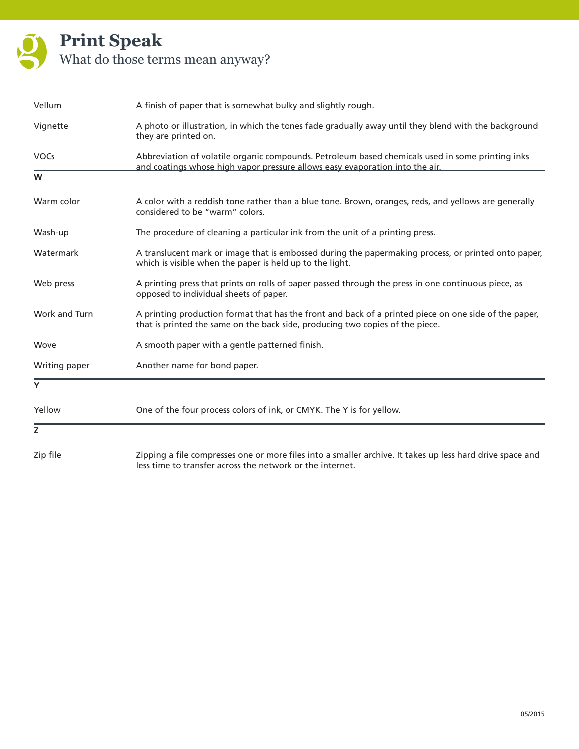# Print Speak

What do those terms mean anyway?

| | |
|---|---|
| Vellum | A finish of paper that is somewhat bulky and slightly rough. |
| Vignette | A photo or illustration, in which the tones fade gradually away until they blend with the background they are printed on. |
| VOCs | Abbreviation of volatile organic compounds. Petroleum based chemicals used in some printing inks and coatings whose high vapor pressure allows easy evaporation into the air. |

## W

| | |
|---|---|
| Warm color | A color with a reddish tone rather than a blue tone. Brown, oranges, reds, and yellows are generally considered to be "warm" colors. |
| Wash-up | The procedure of cleaning a particular ink from the unit of a printing press. |
| Watermark | A translucent mark or image that is embossed during the papermaking process, or printed onto paper, which is visible when the paper is held up to the light. |
| Web press | A printing press that prints on rolls of paper passed through the press in one continuous piece, as opposed to individual sheets of paper. |
| Work and Turn | A printing production format that has the front and back of a printed piece on one side of the paper, that is printed the same on the back side, producing two copies of the piece. |
| Wove | A smooth paper with a gentle patterned finish. |
| Writing paper | Another name for bond paper. |

## Y

| | |
|---|---|
| Yellow | One of the four process colors of ink, or CMYK. The Y is for yellow. |

## Z

| | |
|---|---|
| Zip file | Zipping a file compresses one or more files into a smaller archive. It takes up less hard drive space and less time to transfer across the network or the internet. |

05/2015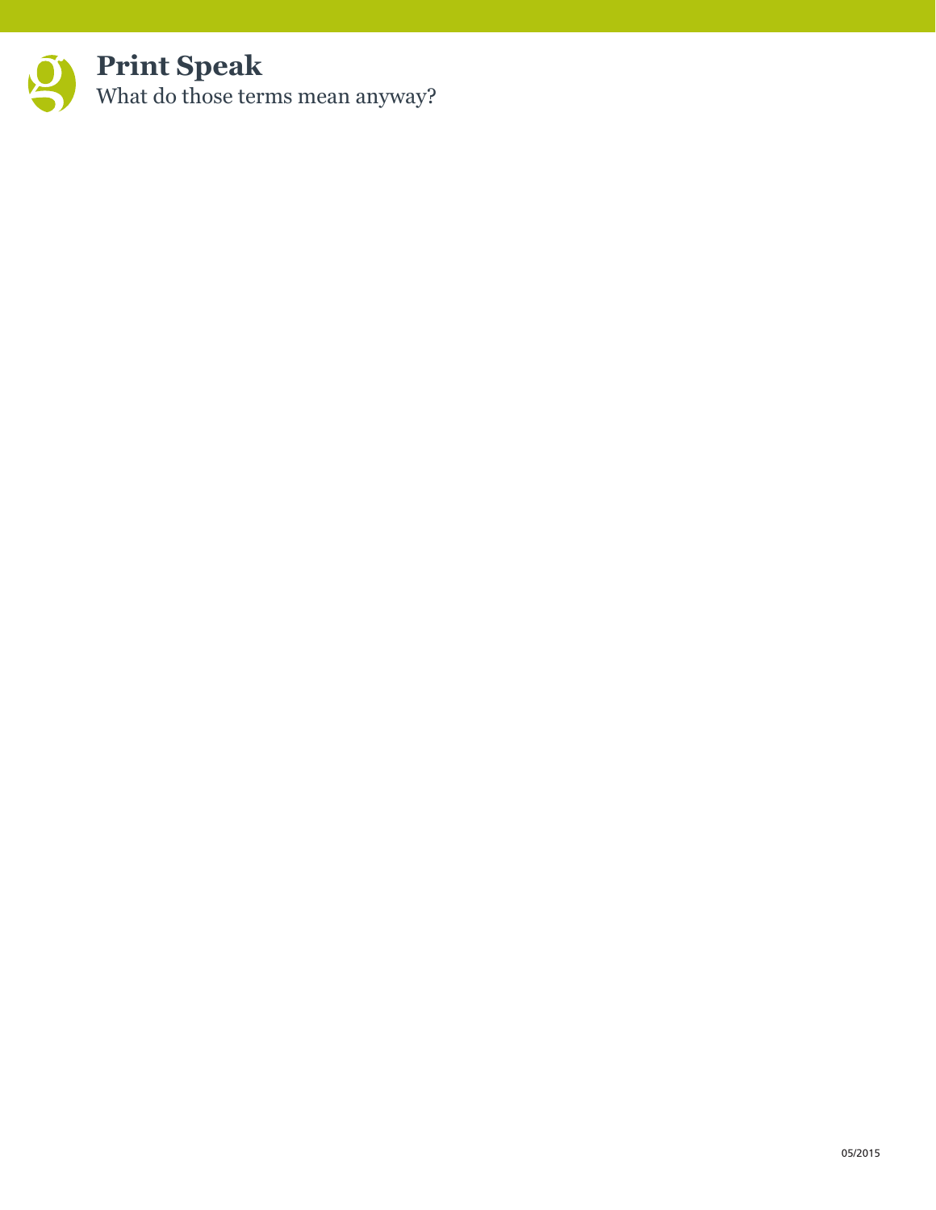# Print Speak

What do those terms mean anyway?

05/2015